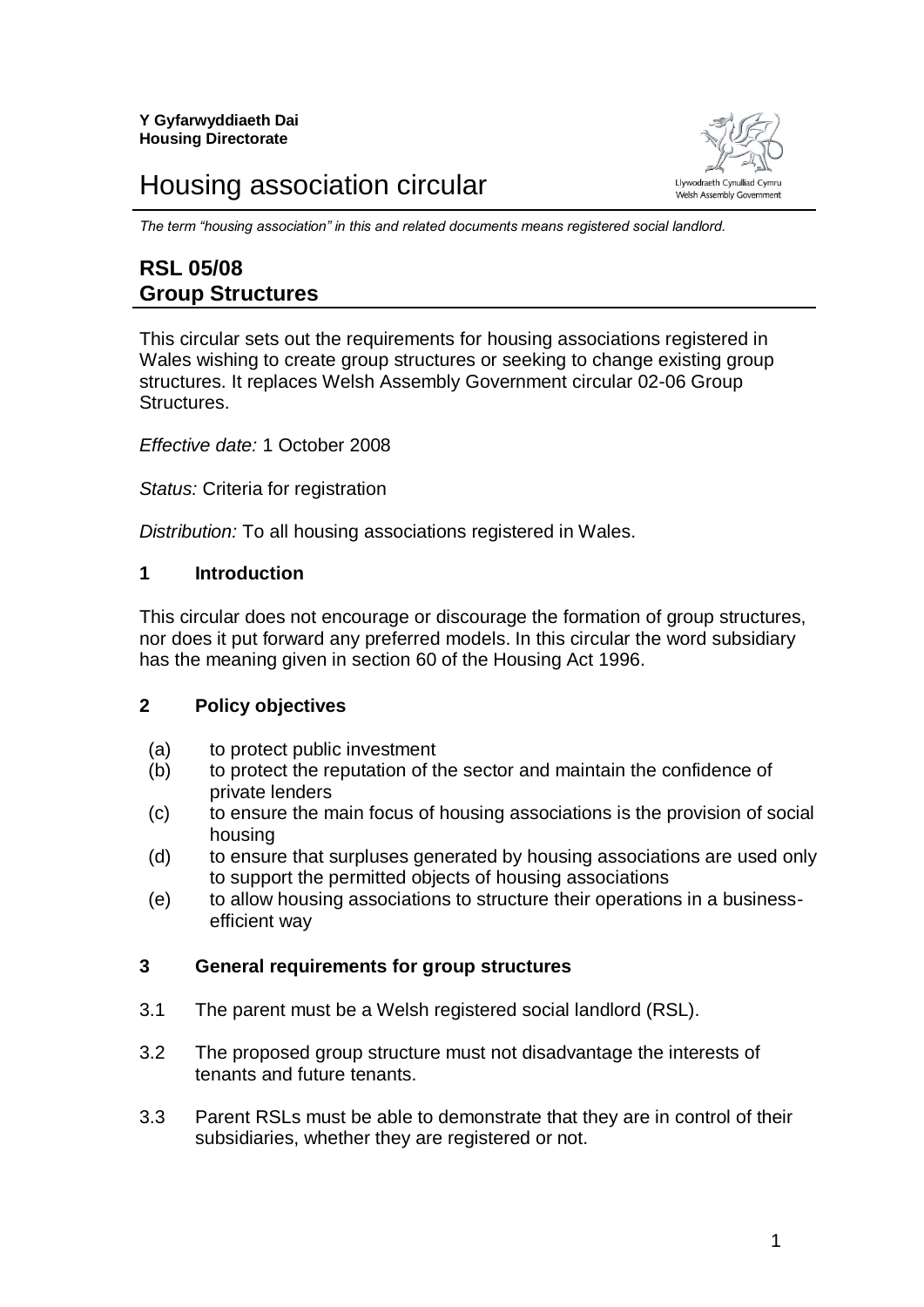**Y Gyfarwyddiaeth Dai**
**Housing Directorate**

Llywodraeth Cynulliad Cymru
Welsh Assembly Government

# Housing association circular

*The term "housing association" in this and related documents means registered social landlord.*

## RSL 05/08
## Group Structures

This circular sets out the requirements for housing associations registered in Wales wishing to create group structures or seeking to change existing group structures. It replaces Welsh Assembly Government circular 02-06 Group Structures.

*Effective date:* 1 October 2008

*Status:* Criteria for registration

*Distribution:* To all housing associations registered in Wales.

### 1 Introduction

This circular does not encourage or discourage the formation of group structures, nor does it put forward any preferred models. In this circular the word subsidiary has the meaning given in section 60 of the Housing Act 1996.

### 2 Policy objectives

(a) to protect public investment
(b) to protect the reputation of the sector and maintain the confidence of private lenders
(c) to ensure the main focus of housing associations is the provision of social housing
(d) to ensure that surpluses generated by housing associations are used only to support the permitted objects of housing associations
(e) to allow housing associations to structure their operations in a business-efficient way

### 3 General requirements for group structures

3.1 The parent must be a Welsh registered social landlord (RSL).

3.2 The proposed group structure must not disadvantage the interests of tenants and future tenants.

3.3 Parent RSLs must be able to demonstrate that they are in control of their subsidiaries, whether they are registered or not.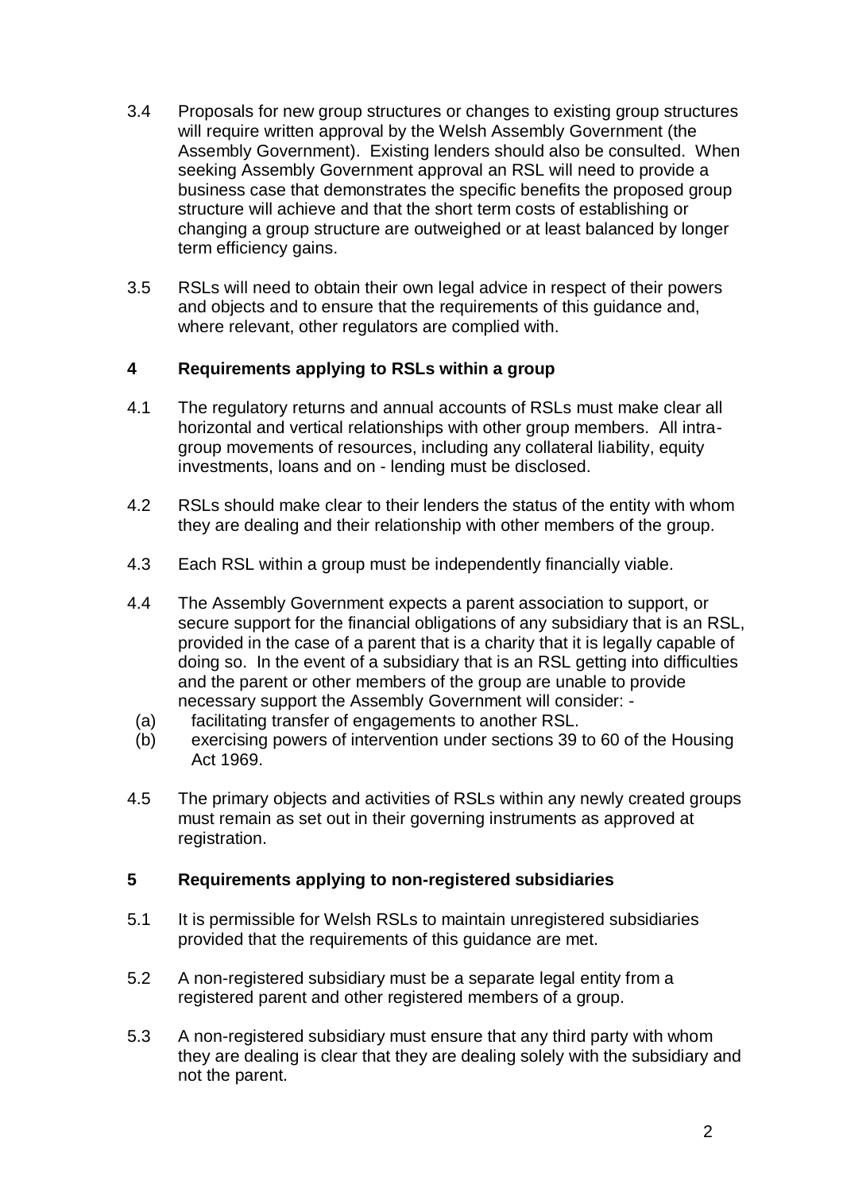3.4 Proposals for new group structures or changes to existing group structures will require written approval by the Welsh Assembly Government (the Assembly Government). Existing lenders should also be consulted. When seeking Assembly Government approval an RSL will need to provide a business case that demonstrates the specific benefits the proposed group structure will achieve and that the short term costs of establishing or changing a group structure are outweighed or at least balanced by longer term efficiency gains.

3.5 RSLs will need to obtain their own legal advice in respect of their powers and objects and to ensure that the requirements of this guidance and, where relevant, other regulators are complied with.

## 4 Requirements applying to RSLs within a group

4.1 The regulatory returns and annual accounts of RSLs must make clear all horizontal and vertical relationships with other group members. All intra-group movements of resources, including any collateral liability, equity investments, loans and on - lending must be disclosed.

4.2 RSLs should make clear to their lenders the status of the entity with whom they are dealing and their relationship with other members of the group.

4.3 Each RSL within a group must be independently financially viable.

4.4 The Assembly Government expects a parent association to support, or secure support for the financial obligations of any subsidiary that is an RSL, provided in the case of a parent that is a charity that it is legally capable of doing so. In the event of a subsidiary that is an RSL getting into difficulties and the parent or other members of the group are unable to provide necessary support the Assembly Government will consider: -

(a) facilitating transfer of engagements to another RSL.

(b) exercising powers of intervention under sections 39 to 60 of the Housing Act 1969.

4.5 The primary objects and activities of RSLs within any newly created groups must remain as set out in their governing instruments as approved at registration.

## 5 Requirements applying to non-registered subsidiaries

5.1 It is permissible for Welsh RSLs to maintain unregistered subsidiaries provided that the requirements of this guidance are met.

5.2 A non-registered subsidiary must be a separate legal entity from a registered parent and other registered members of a group.

5.3 A non-registered subsidiary must ensure that any third party with whom they are dealing is clear that they are dealing solely with the subsidiary and not the parent.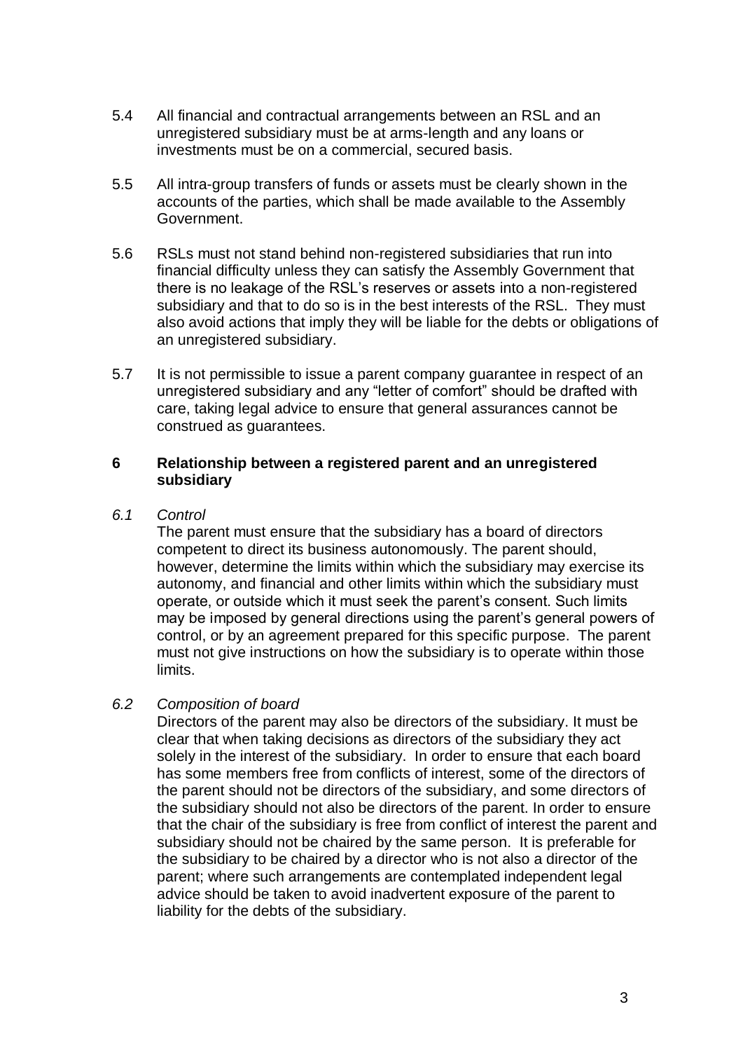5.4 All financial and contractual arrangements between an RSL and an unregistered subsidiary must be at arms-length and any loans or investments must be on a commercial, secured basis.

5.5 All intra-group transfers of funds or assets must be clearly shown in the accounts of the parties, which shall be made available to the Assembly Government.

5.6 RSLs must not stand behind non-registered subsidiaries that run into financial difficulty unless they can satisfy the Assembly Government that there is no leakage of the RSL's reserves or assets into a non-registered subsidiary and that to do so is in the best interests of the RSL. They must also avoid actions that imply they will be liable for the debts or obligations of an unregistered subsidiary.

5.7 It is not permissible to issue a parent company guarantee in respect of an unregistered subsidiary and any "letter of comfort" should be drafted with care, taking legal advice to ensure that general assurances cannot be construed as guarantees.

## 6 Relationship between a registered parent and an unregistered subsidiary

*6.1 Control*

The parent must ensure that the subsidiary has a board of directors competent to direct its business autonomously. The parent should, however, determine the limits within which the subsidiary may exercise its autonomy, and financial and other limits within which the subsidiary must operate, or outside which it must seek the parent's consent. Such limits may be imposed by general directions using the parent's general powers of control, or by an agreement prepared for this specific purpose. The parent must not give instructions on how the subsidiary is to operate within those limits.

*6.2 Composition of board*

Directors of the parent may also be directors of the subsidiary. It must be clear that when taking decisions as directors of the subsidiary they act solely in the interest of the subsidiary. In order to ensure that each board has some members free from conflicts of interest, some of the directors of the parent should not be directors of the subsidiary, and some directors of the subsidiary should not also be directors of the parent. In order to ensure that the chair of the subsidiary is free from conflict of interest the parent and subsidiary should not be chaired by the same person. It is preferable for the subsidiary to be chaired by a director who is not also a director of the parent; where such arrangements are contemplated independent legal advice should be taken to avoid inadvertent exposure of the parent to liability for the debts of the subsidiary.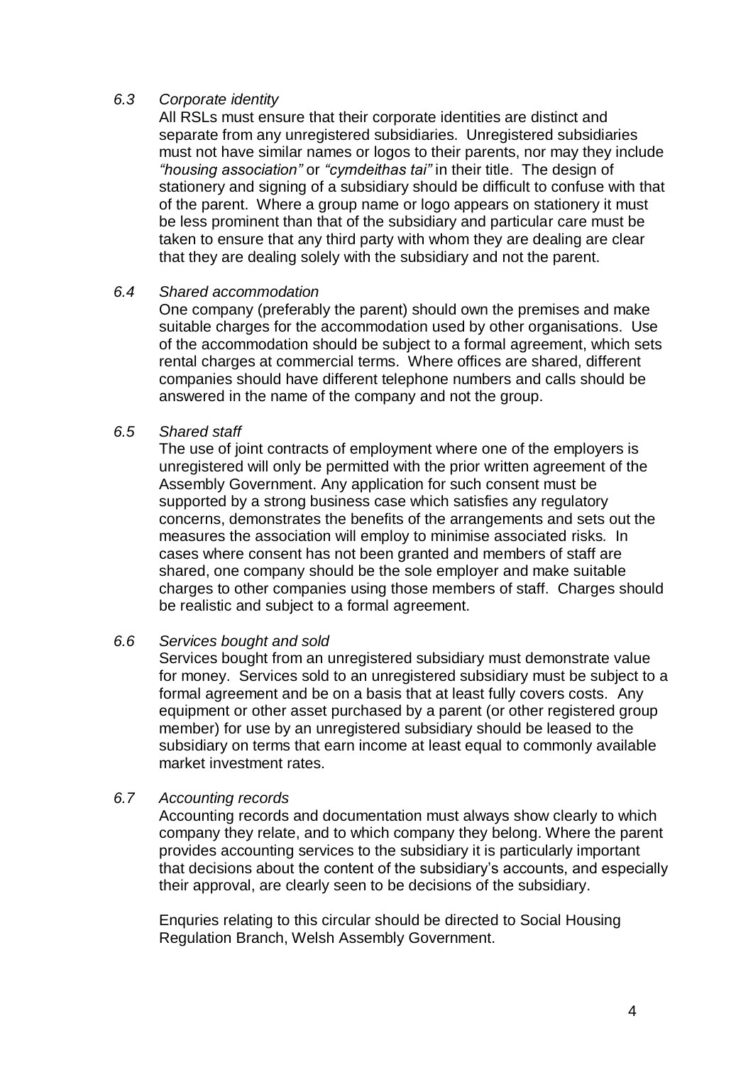*6.3 Corporate identity*

All RSLs must ensure that their corporate identities are distinct and separate from any unregistered subsidiaries. Unregistered subsidiaries must not have similar names or logos to their parents, nor may they include *"housing association"* or *"cymdeithas tai"* in their title. The design of stationery and signing of a subsidiary should be difficult to confuse with that of the parent. Where a group name or logo appears on stationery it must be less prominent than that of the subsidiary and particular care must be taken to ensure that any third party with whom they are dealing are clear that they are dealing solely with the subsidiary and not the parent.

*6.4 Shared accommodation*

One company (preferably the parent) should own the premises and make suitable charges for the accommodation used by other organisations. Use of the accommodation should be subject to a formal agreement, which sets rental charges at commercial terms. Where offices are shared, different companies should have different telephone numbers and calls should be answered in the name of the company and not the group.

*6.5 Shared staff*

The use of joint contracts of employment where one of the employers is unregistered will only be permitted with the prior written agreement of the Assembly Government. Any application for such consent must be supported by a strong business case which satisfies any regulatory concerns, demonstrates the benefits of the arrangements and sets out the measures the association will employ to minimise associated risks. In cases where consent has not been granted and members of staff are shared, one company should be the sole employer and make suitable charges to other companies using those members of staff. Charges should be realistic and subject to a formal agreement.

*6.6 Services bought and sold*

Services bought from an unregistered subsidiary must demonstrate value for money. Services sold to an unregistered subsidiary must be subject to a formal agreement and be on a basis that at least fully covers costs. Any equipment or other asset purchased by a parent (or other registered group member) for use by an unregistered subsidiary should be leased to the subsidiary on terms that earn income at least equal to commonly available market investment rates.

*6.7 Accounting records*

Accounting records and documentation must always show clearly to which company they relate, and to which company they belong. Where the parent provides accounting services to the subsidiary it is particularly important that decisions about the content of the subsidiary's accounts, and especially their approval, are clearly seen to be decisions of the subsidiary.

Enquries relating to this circular should be directed to Social Housing Regulation Branch, Welsh Assembly Government.